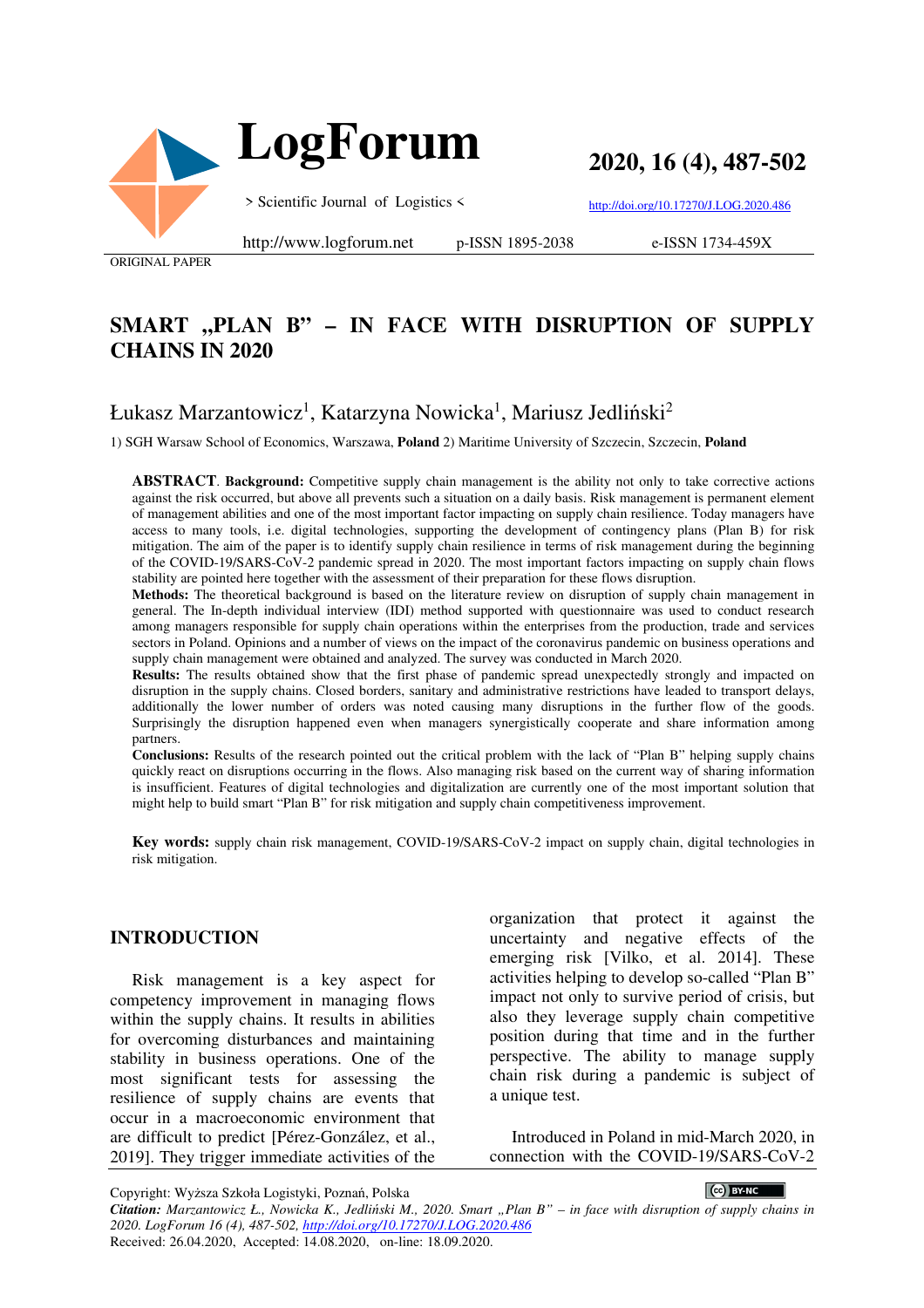ORIGINAL PAPER

# SMART „PLAN B" – IN FACE WITH DISRUPTION OF SUPPLY CHAINS IN 2020

Łukasz Marzantowicz[1], Katarzyna Nowicka[1], Mariusz Jedliński[2]

1) SGH Warsaw School of Economics, Warszawa, **Poland** 2) Maritime University of Szczecin, Szczecin, **Poland**

**ABSTRACT**. **Background:** Competitive supply chain management is the ability not only to take corrective actions against the risk occurred, but above all prevents such a situation on a daily basis. Risk management is permanent element of management abilities and one of the most important factor impacting on supply chain resilience. Today managers have access to many tools, i.e. digital technologies, supporting the development of contingency plans (Plan B) for risk mitigation. The aim of the paper is to identify supply chain resilience in terms of risk management during the beginning of the COVID-19/SARS-CoV-2 pandemic spread in 2020. The most important factors impacting on supply chain flows stability are pointed here together with the assessment of their preparation for these flows disruption.

**Methods:** The theoretical background is based on the literature review on disruption of supply chain management in general. The In-depth individual interview (IDI) method supported with questionnaire was used to conduct research among managers responsible for supply chain operations within the enterprises from the production, trade and services sectors in Poland. Opinions and a number of views on the impact of the coronavirus pandemic on business operations and supply chain management were obtained and analyzed. The survey was conducted in March 2020.

**Results:** The results obtained show that the first phase of pandemic spread unexpectedly strongly and impacted on disruption in the supply chains. Closed borders, sanitary and administrative restrictions have leaded to transport delays, additionally the lower number of orders was noted causing many disruptions in the further flow of the goods. Surprisingly the disruption happened even when managers synergistically cooperate and share information among partners.

**Conclusions:** Results of the research pointed out the critical problem with the lack of "Plan B" helping supply chains quickly react on disruptions occurring in the flows. Also managing risk based on the current way of sharing information is insufficient. Features of digital technologies and digitalization are currently one of the most important solution that might help to build smart "Plan B" for risk mitigation and supply chain competitiveness improvement.

**Key words:** supply chain risk management, COVID-19/SARS-CoV-2 impact on supply chain, digital technologies in risk mitigation.

## INTRODUCTION

Risk management is a key aspect for competency improvement in managing flows within the supply chains. It results in abilities for overcoming disturbances and maintaining stability in business operations. One of the most significant tests for assessing the resilience of supply chains are events that occur in a macroeconomic environment that are difficult to predict [Pérez-González, et al., 2019]. They trigger immediate activities of the organization that protect it against the uncertainty and negative effects of the emerging risk [Vilko, et al. 2014]. These activities helping to develop so-called "Plan B" impact not only to survive period of crisis, but also they leverage supply chain competitive position during that time and in the further perspective. The ability to manage supply chain risk during a pandemic is subject of a unique test.

Introduced in Poland in mid-March 2020, in connection with the COVID-19/SARS-CoV-2

Copyright: Wyższa Szkoła Logistyki, Poznań, Polska

*Citation: Marzantowicz Ł., Nowicka K., Jedliński M., 2020. Smart „Plan B" – in face with disruption of supply chains in 2020. LogForum 16 (4), 487-502, http://doi.org/10.17270/J.LOG.2020.486*

Received: 26.04.2020, Accepted: 14.08.2020, on-line: 18.09.2020.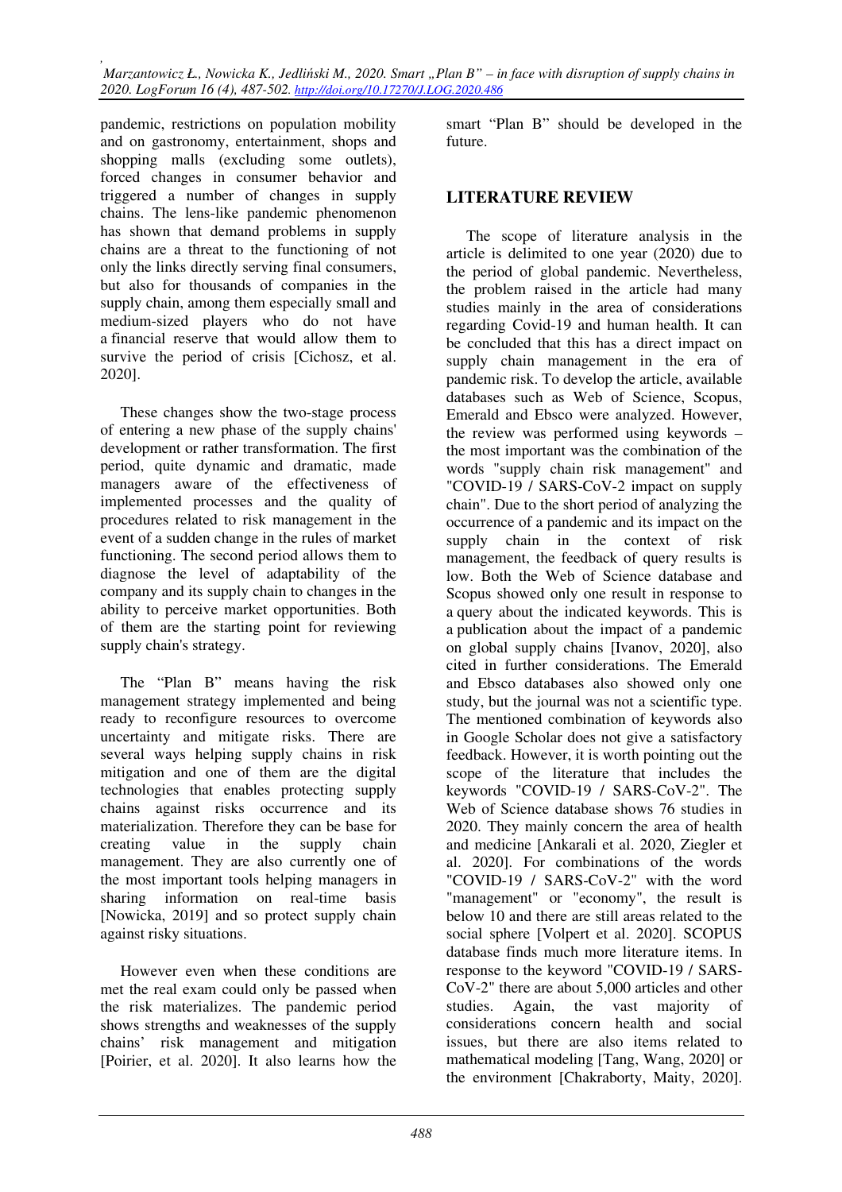pandemic, restrictions on population mobility and on gastronomy, entertainment, shops and shopping malls (excluding some outlets), forced changes in consumer behavior and triggered a number of changes in supply chains. The lens-like pandemic phenomenon has shown that demand problems in supply chains are a threat to the functioning of not only the links directly serving final consumers, but also for thousands of companies in the supply chain, among them especially small and medium-sized players who do not have a financial reserve that would allow them to survive the period of crisis [Cichosz, et al. 2020].

These changes show the two-stage process of entering a new phase of the supply chains' development or rather transformation. The first period, quite dynamic and dramatic, made managers aware of the effectiveness of implemented processes and the quality of procedures related to risk management in the event of a sudden change in the rules of market functioning. The second period allows them to diagnose the level of adaptability of the company and its supply chain to changes in the ability to perceive market opportunities. Both of them are the starting point for reviewing supply chain's strategy.

The "Plan B" means having the risk management strategy implemented and being ready to reconfigure resources to overcome uncertainty and mitigate risks. There are several ways helping supply chains in risk mitigation and one of them are the digital technologies that enables protecting supply chains against risks occurrence and its materialization. Therefore they can be base for creating value in the supply chain management. They are also currently one of the most important tools helping managers in sharing information on real-time basis [Nowicka, 2019] and so protect supply chain against risky situations.

However even when these conditions are met the real exam could only be passed when the risk materializes. The pandemic period shows strengths and weaknesses of the supply chains' risk management and mitigation [Poirier, et al. 2020]. It also learns how the smart "Plan B" should be developed in the future.

## LITERATURE REVIEW

The scope of literature analysis in the article is delimited to one year (2020) due to the period of global pandemic. Nevertheless, the problem raised in the article had many studies mainly in the area of considerations regarding Covid-19 and human health. It can be concluded that this has a direct impact on supply chain management in the era of pandemic risk. To develop the article, available databases such as Web of Science, Scopus, Emerald and Ebsco were analyzed. However, the review was performed using keywords – the most important was the combination of the words "supply chain risk management" and "COVID-19 / SARS-CoV-2 impact on supply chain". Due to the short period of analyzing the occurrence of a pandemic and its impact on the supply chain in the context of risk management, the feedback of query results is low. Both the Web of Science database and Scopus showed only one result in response to a query about the indicated keywords. This is a publication about the impact of a pandemic on global supply chains [Ivanov, 2020], also cited in further considerations. The Emerald and Ebsco databases also showed only one study, but the journal was not a scientific type. The mentioned combination of keywords also in Google Scholar does not give a satisfactory feedback. However, it is worth pointing out the scope of the literature that includes the keywords "COVID-19 / SARS-CoV-2". The Web of Science database shows 76 studies in 2020. They mainly concern the area of health and medicine [Ankarali et al. 2020, Ziegler et al. 2020]. For combinations of the words "COVID-19 / SARS-CoV-2" with the word "management" or "economy", the result is below 10 and there are still areas related to the social sphere [Volpert et al. 2020]. SCOPUS database finds much more literature items. In response to the keyword "COVID-19 / SARS-CoV-2" there are about 5,000 articles and other studies. Again, the vast majority of considerations concern health and social issues, but there are also items related to mathematical modeling [Tang, Wang, 2020] or the environment [Chakraborty, Maity, 2020].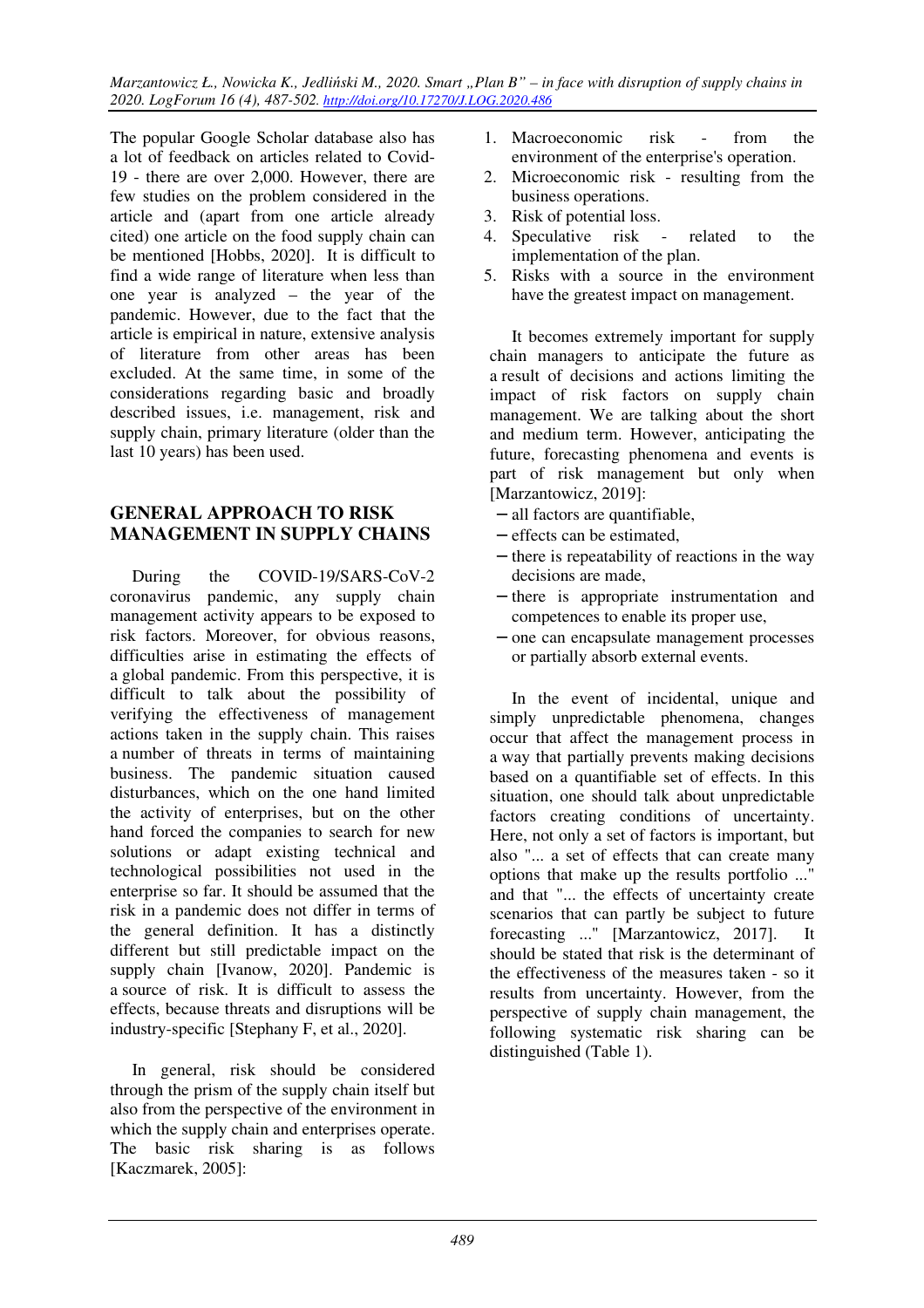The popular Google Scholar database also has a lot of feedback on articles related to Covid-19 - there are over 2,000. However, there are few studies on the problem considered in the article and (apart from one article already cited) one article on the food supply chain can be mentioned [Hobbs, 2020]. It is difficult to find a wide range of literature when less than one year is analyzed – the year of the pandemic. However, due to the fact that the article is empirical in nature, extensive analysis of literature from other areas has been excluded. At the same time, in some of the considerations regarding basic and broadly described issues, i.e. management, risk and supply chain, primary literature (older than the last 10 years) has been used.

## GENERAL APPROACH TO RISK MANAGEMENT IN SUPPLY CHAINS

During the COVID-19/SARS-CoV-2 coronavirus pandemic, any supply chain management activity appears to be exposed to risk factors. Moreover, for obvious reasons, difficulties arise in estimating the effects of a global pandemic. From this perspective, it is difficult to talk about the possibility of verifying the effectiveness of management actions taken in the supply chain. This raises a number of threats in terms of maintaining business. The pandemic situation caused disturbances, which on the one hand limited the activity of enterprises, but on the other hand forced the companies to search for new solutions or adapt existing technical and technological possibilities not used in the enterprise so far. It should be assumed that the risk in a pandemic does not differ in terms of the general definition. It has a distinctly different but still predictable impact on the supply chain [Ivanow, 2020]. Pandemic is a source of risk. It is difficult to assess the effects, because threats and disruptions will be industry-specific [Stephany F, et al., 2020].

In general, risk should be considered through the prism of the supply chain itself but also from the perspective of the environment in which the supply chain and enterprises operate. The basic risk sharing is as follows [Kaczmarek, 2005]:

1. Macroeconomic risk - from the environment of the enterprise's operation.
2. Microeconomic risk - resulting from the business operations.
3. Risk of potential loss.
4. Speculative risk - related to the implementation of the plan.
5. Risks with a source in the environment have the greatest impact on management.

It becomes extremely important for supply chain managers to anticipate the future as a result of decisions and actions limiting the impact of risk factors on supply chain management. We are talking about the short and medium term. However, anticipating the future, forecasting phenomena and events is part of risk management but only when [Marzantowicz, 2019]:

- all factors are quantifiable,
- effects can be estimated,
- there is repeatability of reactions in the way decisions are made,
- there is appropriate instrumentation and competences to enable its proper use,
- one can encapsulate management processes or partially absorb external events.

In the event of incidental, unique and simply unpredictable phenomena, changes occur that affect the management process in a way that partially prevents making decisions based on a quantifiable set of effects. In this situation, one should talk about unpredictable factors creating conditions of uncertainty. Here, not only a set of factors is important, but also "... a set of effects that can create many options that make up the results portfolio ..." and that "... the effects of uncertainty create scenarios that can partly be subject to future forecasting ..." [Marzantowicz, 2017]. It should be stated that risk is the determinant of the effectiveness of the measures taken - so it results from uncertainty. However, from the perspective of supply chain management, the following systematic risk sharing can be distinguished (Table 1).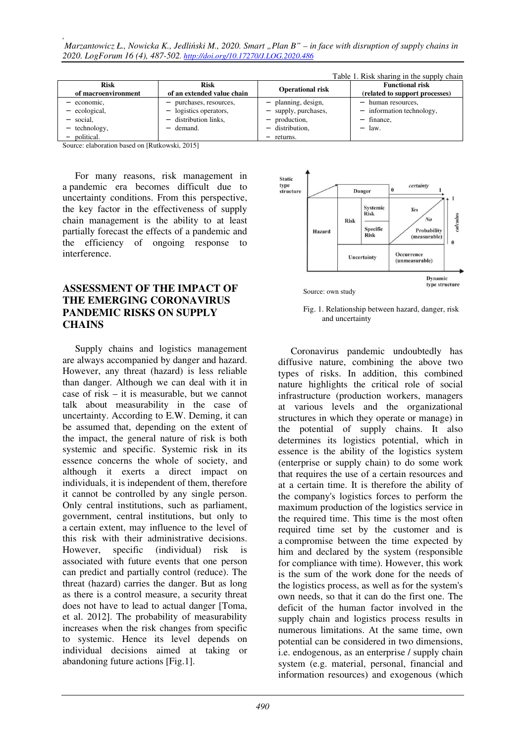Table 1. Risk sharing in the supply chain

| Risk of macroenvironment | Risk of an extended value chain | Operational risk | Functional risk (related to support processes) |
|---|---|---|---|
| – economic,<br>– ecological,<br>– social,<br>– technology,<br>– political. | – purchases, resources,<br>– logistics operators,<br>– distribution links,<br>– demand. | – planning, design,<br>– supply, purchases,<br>– production,<br>– distribution,<br>– returns. | – human resources,<br>– information technology,<br>– finance,<br>– law. |

Source: elaboration based on [Rutkowski, 2015]

For many reasons, risk management in a pandemic era becomes difficult due to uncertainty conditions. From this perspective, the key factor in the effectiveness of supply chain management is the ability to at least partially forecast the effects of a pandemic and the efficiency of ongoing response to interference.

## ASSESSMENT OF THE IMPACT OF THE EMERGING CORONAVIRUS PANDEMIC RISKS ON SUPPLY CHAINS

Supply chains and logistics management are always accompanied by danger and hazard. However, any threat (hazard) is less reliable than danger. Although we can deal with it in case of risk – it is measurable, but we cannot talk about measurability in the case of uncertainty. According to E.W. Deming, it can be assumed that, depending on the extent of the impact, the general nature of risk is both systemic and specific. Systemic risk in its essence concerns the whole of society, and although it exerts a direct impact on individuals, it is independent of them, therefore it cannot be controlled by any single person. Only central institutions, such as parliament, government, central institutions, but only to a certain extent, may influence to the level of this risk with their administrative decisions. However, specific (individual) risk is associated with future events that one person can predict and partially control (reduce). The threat (hazard) carries the danger. But as long as there is a control measure, a security threat does not have to lead to actual danger [Toma, et al. 2012]. The probability of measurability increases when the risk changes from specific to systemic. Hence its level depends on individual decisions aimed at taking or abandoning future actions [Fig.1].

Source: own study

Fig. 1. Relationship between hazard, danger, risk and uncertainty

Coronavirus pandemic undoubtedly has diffusive nature, combining the above two types of risks. In addition, this combined nature highlights the critical role of social infrastructure (production workers, managers at various levels and the organizational structures in which they operate or manage) in the potential of supply chains. It also determines its logistics potential, which in essence is the ability of the logistics system (enterprise or supply chain) to do some work that requires the use of a certain resources and at a certain time. It is therefore the ability of the company's logistics forces to perform the maximum production of the logistics service in the required time. This time is the most often required time set by the customer and is a compromise between the time expected by him and declared by the system (responsible for compliance with time). However, this work is the sum of the work done for the needs of the logistics process, as well as for the system's own needs, so that it can do the first one. The deficit of the human factor involved in the supply chain and logistics process results in numerous limitations. At the same time, own potential can be considered in two dimensions, i.e. endogenous, as an enterprise / supply chain system (e.g. material, personal, financial and information resources) and exogenous (which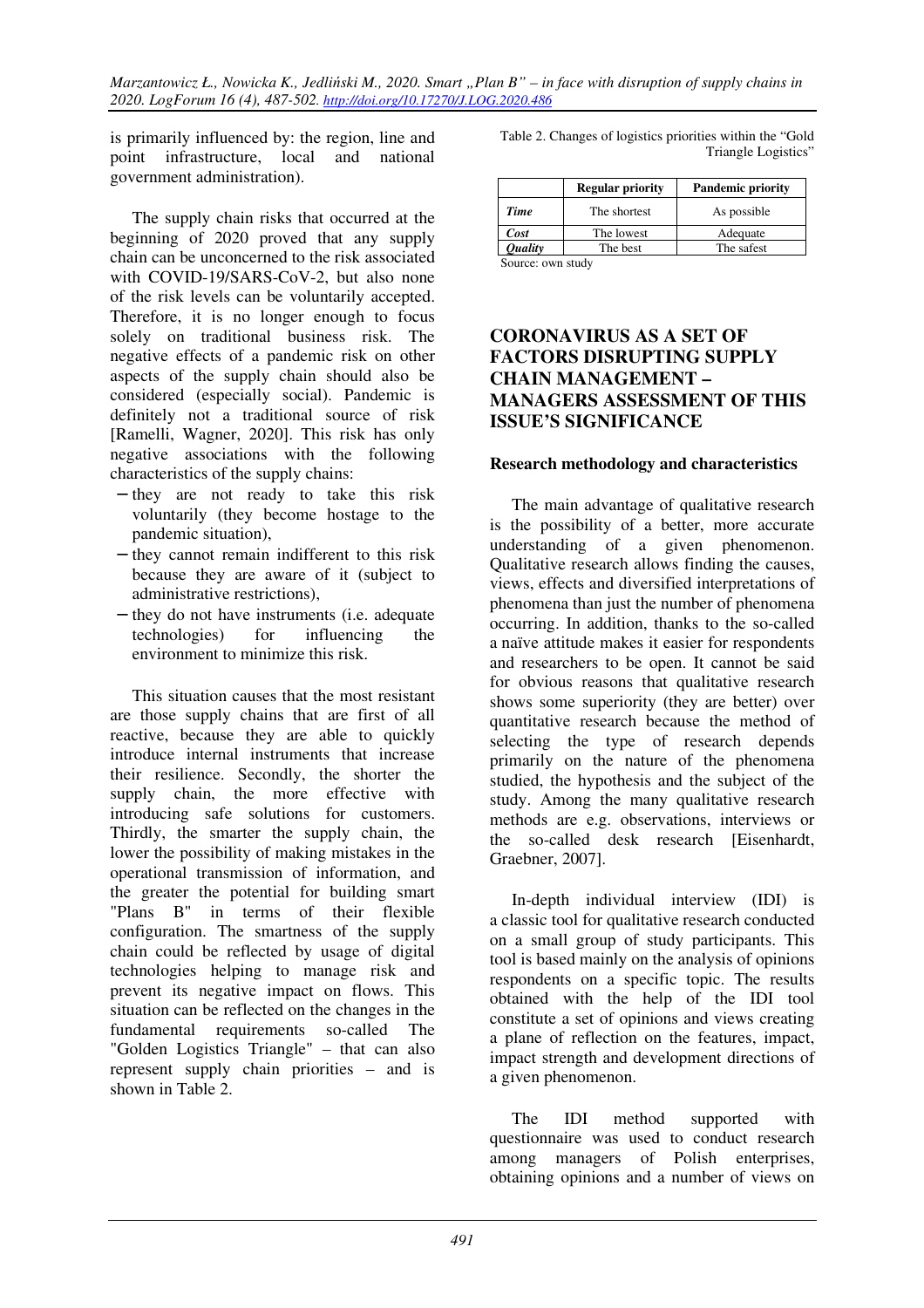is primarily influenced by: the region, line and point infrastructure, local and national government administration).

The supply chain risks that occurred at the beginning of 2020 proved that any supply chain can be unconcerned to the risk associated with COVID-19/SARS-CoV-2, but also none of the risk levels can be voluntarily accepted. Therefore, it is no longer enough to focus solely on traditional business risk. The negative effects of a pandemic risk on other aspects of the supply chain should also be considered (especially social). Pandemic is definitely not a traditional source of risk [Ramelli, Wagner, 2020]. This risk has only negative associations with the following characteristics of the supply chains:

- they are not ready to take this risk voluntarily (they become hostage to the pandemic situation),
- they cannot remain indifferent to this risk because they are aware of it (subject to administrative restrictions),
- they do not have instruments (i.e. adequate technologies) for influencing the environment to minimize this risk.

This situation causes that the most resistant are those supply chains that are first of all reactive, because they are able to quickly introduce internal instruments that increase their resilience. Secondly, the shorter the supply chain, the more effective with introducing safe solutions for customers. Thirdly, the smarter the supply chain, the lower the possibility of making mistakes in the operational transmission of information, and the greater the potential for building smart "Plans B" in terms of their flexible configuration. The smartness of the supply chain could be reflected by usage of digital technologies helping to manage risk and prevent its negative impact on flows. This situation can be reflected on the changes in the fundamental requirements so-called The "Golden Logistics Triangle" – that can also represent supply chain priorities – and is shown in Table 2.

Table 2. Changes of logistics priorities within the "Gold Triangle Logistics"

| | Regular priority | Pandemic priority |
|---|---|---|
| ***Time*** | The shortest | As possible |
| ***Cost*** | The lowest | Adequate |
| ***Quality*** | The best | The safest |

Source: own study

## CORONAVIRUS AS A SET OF FACTORS DISRUPTING SUPPLY CHAIN MANAGEMENT – MANAGERS ASSESSMENT OF THIS ISSUE'S SIGNIFICANCE

### Research methodology and characteristics

The main advantage of qualitative research is the possibility of a better, more accurate understanding of a given phenomenon. Qualitative research allows finding the causes, views, effects and diversified interpretations of phenomena than just the number of phenomena occurring. In addition, thanks to the so-called a naïve attitude makes it easier for respondents and researchers to be open. It cannot be said for obvious reasons that qualitative research shows some superiority (they are better) over quantitative research because the method of selecting the type of research depends primarily on the nature of the phenomena studied, the hypothesis and the subject of the study. Among the many qualitative research methods are e.g. observations, interviews or the so-called desk research [Eisenhardt, Graebner, 2007].

In-depth individual interview (IDI) is a classic tool for qualitative research conducted on a small group of study participants. This tool is based mainly on the analysis of opinions respondents on a specific topic. The results obtained with the help of the IDI tool constitute a set of opinions and views creating a plane of reflection on the features, impact, impact strength and development directions of a given phenomenon.

The IDI method supported with questionnaire was used to conduct research among managers of Polish enterprises, obtaining opinions and a number of views on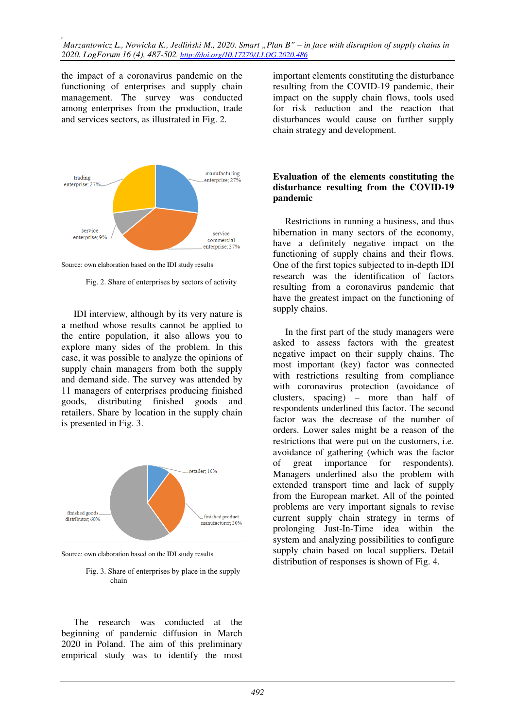the impact of a coronavirus pandemic on the functioning of enterprises and supply chain management. The survey was conducted among enterprises from the production, trade and services sectors, as illustrated in Fig. 2.

Source: own elaboration based on the IDI study results

Fig. 2. Share of enterprises by sectors of activity

IDI interview, although by its very nature is a method whose results cannot be applied to the entire population, it also allows you to explore many sides of the problem. In this case, it was possible to analyze the opinions of supply chain managers from both the supply and demand side. The survey was attended by 11 managers of enterprises producing finished goods, distributing finished goods and retailers. Share by location in the supply chain is presented in Fig. 3.

Source: own elaboration based on the IDI study results

Fig. 3. Share of enterprises by place in the supply chain

The research was conducted at the beginning of pandemic diffusion in March 2020 in Poland. The aim of this preliminary empirical study was to identify the most important elements constituting the disturbance resulting from the COVID-19 pandemic, their impact on the supply chain flows, tools used for risk reduction and the reaction that disturbances would cause on further supply chain strategy and development.

## Evaluation of the elements constituting the disturbance resulting from the COVID-19 pandemic

Restrictions in running a business, and thus hibernation in many sectors of the economy, have a definitely negative impact on the functioning of supply chains and their flows. One of the first topics subjected to in-depth IDI research was the identification of factors resulting from a coronavirus pandemic that have the greatest impact on the functioning of supply chains.

In the first part of the study managers were asked to assess factors with the greatest negative impact on their supply chains. The most important (key) factor was connected with restrictions resulting from compliance with coronavirus protection (avoidance of clusters, spacing) – more than half of respondents underlined this factor. The second factor was the decrease of the number of orders. Lower sales might be a reason of the restrictions that were put on the customers, i.e. avoidance of gathering (which was the factor of great importance for respondents). Managers underlined also the problem with extended transport time and lack of supply from the European market. All of the pointed problems are very important signals to revise current supply chain strategy in terms of prolonging Just-In-Time idea within the system and analyzing possibilities to configure supply chain based on local suppliers. Detail distribution of responses is shown of Fig. 4.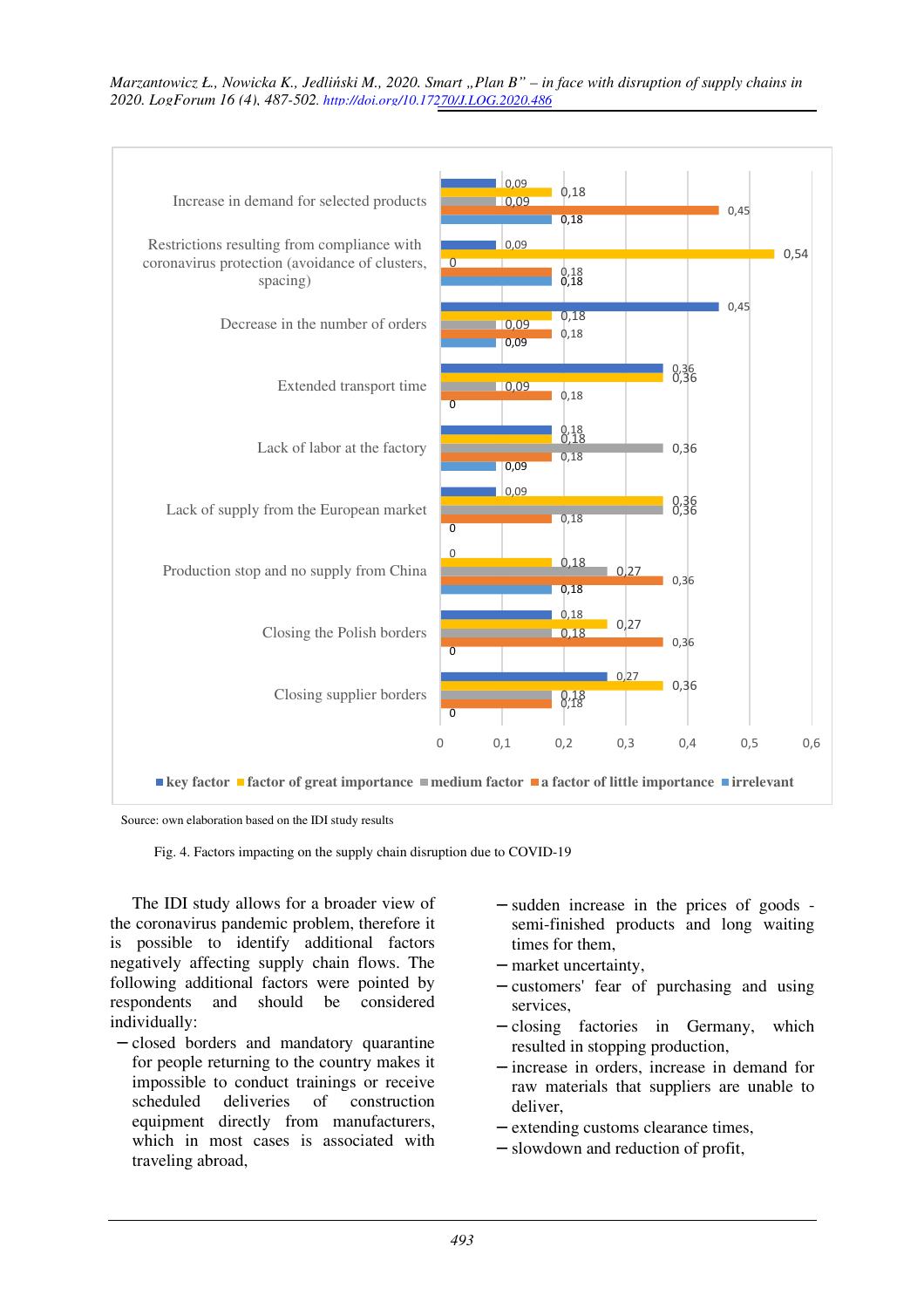Source: own elaboration based on the IDI study results

Fig. 4. Factors impacting on the supply chain disruption due to COVID-19

The IDI study allows for a broader view of the coronavirus pandemic problem, therefore it is possible to identify additional factors negatively affecting supply chain flows. The following additional factors were pointed by respondents and should be considered individually:

- closed borders and mandatory quarantine for people returning to the country makes it impossible to conduct trainings or receive scheduled deliveries of construction equipment directly from manufacturers, which in most cases is associated with traveling abroad,
- sudden increase in the prices of goods - semi-finished products and long waiting times for them,
- market uncertainty,
- customers' fear of purchasing and using services,
- closing factories in Germany, which resulted in stopping production,
- increase in orders, increase in demand for raw materials that suppliers are unable to deliver,
- extending customs clearance times,
- slowdown and reduction of profit,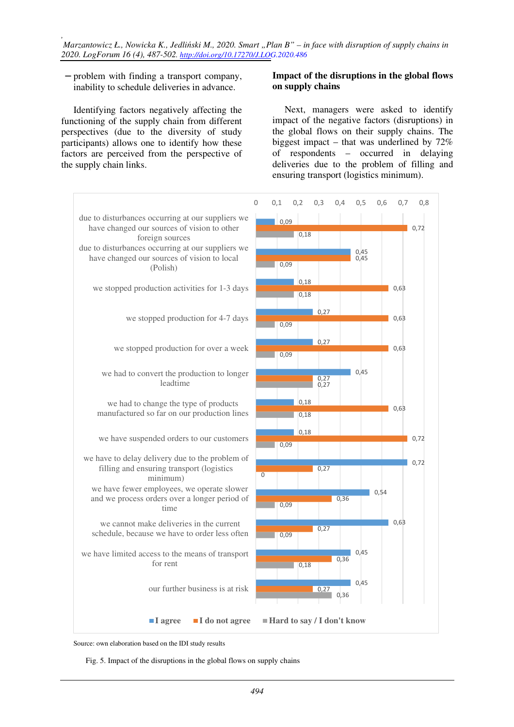– problem with finding a transport company, inability to schedule deliveries in advance.

Identifying factors negatively affecting the functioning of the supply chain from different perspectives (due to the diversity of study participants) allows one to identify how these factors are perceived from the perspective of the supply chain links.

## Impact of the disruptions in the global flows on supply chains

Next, managers were asked to identify impact of the negative factors (disruptions) in the global flows on their supply chains. The biggest impact – that was underlined by 72% of respondents – occurred in delaying deliveries due to the problem of filling and ensuring transport (logistics minimum).

| | I agree | I do not agree | Hard to say / I don't know |
|---|---|---|---|
| due to disturbances occurring at our suppliers we have changed our sources of vision to other foreign sources | 0,09 | 0,72 | 0,18 |
| due to disturbances occurring at our suppliers we have changed our sources of vision to local (Polish) | 0,45 | 0,45 | 0,09 |
| we stopped production activities for 1-3 days | 0,18 | 0,63 | 0,18 |
| we stopped production for 4-7 days | 0,27 | 0,63 | 0,09 |
| we stopped production for over a week | 0,27 | 0,63 | 0,09 |
| we had to convert the production to longer leadtime | 0,45 | 0,27 | 0,27 |
| we had to change the type of products manufactured so far on our production lines | 0,18 | 0,63 | 0,18 |
| we have suspended orders to our customers | 0,18 | 0,72 | 0,09 |
| we have to delay delivery due to the problem of filling and ensuring transport (logistics minimum) | 0,72 | 0,27 | 0 |
| we have fewer employees, we operate slower and we process orders over a longer period of time | 0,54 | 0,36 | 0,09 |
| we cannot make deliveries in the current schedule, because we have to order less often | 0,63 | 0,27 | 0,09 |
| we have limited access to the means of transport for rent | 0,45 | 0,36 | 0,18 |
| our further business is at risk | 0,45 | 0,27 | 0,36 |

Source: own elaboration based on the IDI study results

Fig. 5. Impact of the disruptions in the global flows on supply chains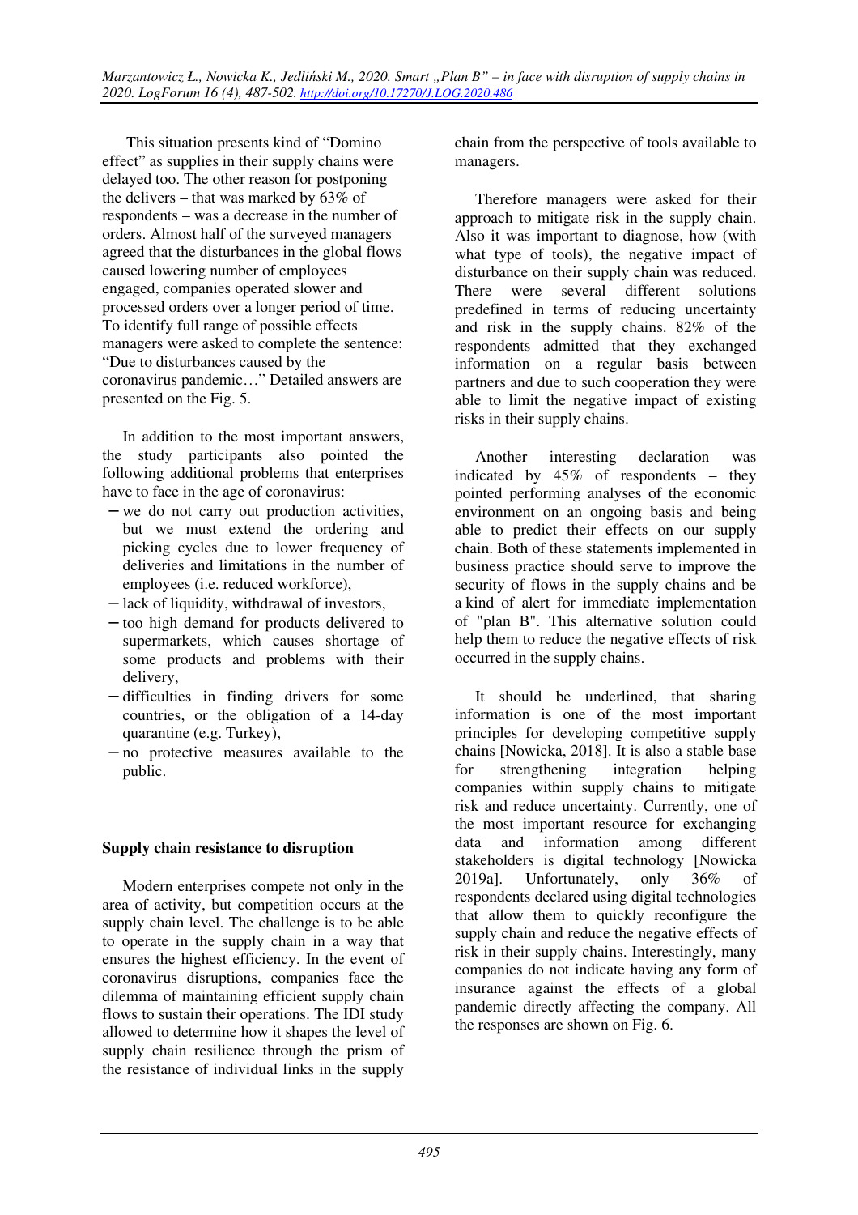This situation presents kind of "Domino effect" as supplies in their supply chains were delayed too. The other reason for postponing the delivers – that was marked by 63% of respondents – was a decrease in the number of orders. Almost half of the surveyed managers agreed that the disturbances in the global flows caused lowering number of employees engaged, companies operated slower and processed orders over a longer period of time. To identify full range of possible effects managers were asked to complete the sentence: "Due to disturbances caused by the coronavirus pandemic…" Detailed answers are presented on the Fig. 5.

In addition to the most important answers, the study participants also pointed the following additional problems that enterprises have to face in the age of coronavirus:

- we do not carry out production activities, but we must extend the ordering and picking cycles due to lower frequency of deliveries and limitations in the number of employees (i.e. reduced workforce),
- lack of liquidity, withdrawal of investors,
- too high demand for products delivered to supermarkets, which causes shortage of some products and problems with their delivery,
- difficulties in finding drivers for some countries, or the obligation of a 14-day quarantine (e.g. Turkey),
- no protective measures available to the public.

## Supply chain resistance to disruption

Modern enterprises compete not only in the area of activity, but competition occurs at the supply chain level. The challenge is to be able to operate in the supply chain in a way that ensures the highest efficiency. In the event of coronavirus disruptions, companies face the dilemma of maintaining efficient supply chain flows to sustain their operations. The IDI study allowed to determine how it shapes the level of supply chain resilience through the prism of the resistance of individual links in the supply chain from the perspective of tools available to managers.

Therefore managers were asked for their approach to mitigate risk in the supply chain. Also it was important to diagnose, how (with what type of tools), the negative impact of disturbance on their supply chain was reduced. There were several different solutions predefined in terms of reducing uncertainty and risk in the supply chains. 82% of the respondents admitted that they exchanged information on a regular basis between partners and due to such cooperation they were able to limit the negative impact of existing risks in their supply chains.

Another interesting declaration was indicated by 45% of respondents – they pointed performing analyses of the economic environment on an ongoing basis and being able to predict their effects on our supply chain. Both of these statements implemented in business practice should serve to improve the security of flows in the supply chains and be a kind of alert for immediate implementation of "plan B". This alternative solution could help them to reduce the negative effects of risk occurred in the supply chains.

It should be underlined, that sharing information is one of the most important principles for developing competitive supply chains [Nowicka, 2018]. It is also a stable base for strengthening integration helping companies within supply chains to mitigate risk and reduce uncertainty. Currently, one of the most important resource for exchanging data and information among different stakeholders is digital technology [Nowicka 2019a]. Unfortunately, only 36% of respondents declared using digital technologies that allow them to quickly reconfigure the supply chain and reduce the negative effects of risk in their supply chains. Interestingly, many companies do not indicate having any form of insurance against the effects of a global pandemic directly affecting the company. All the responses are shown on Fig. 6.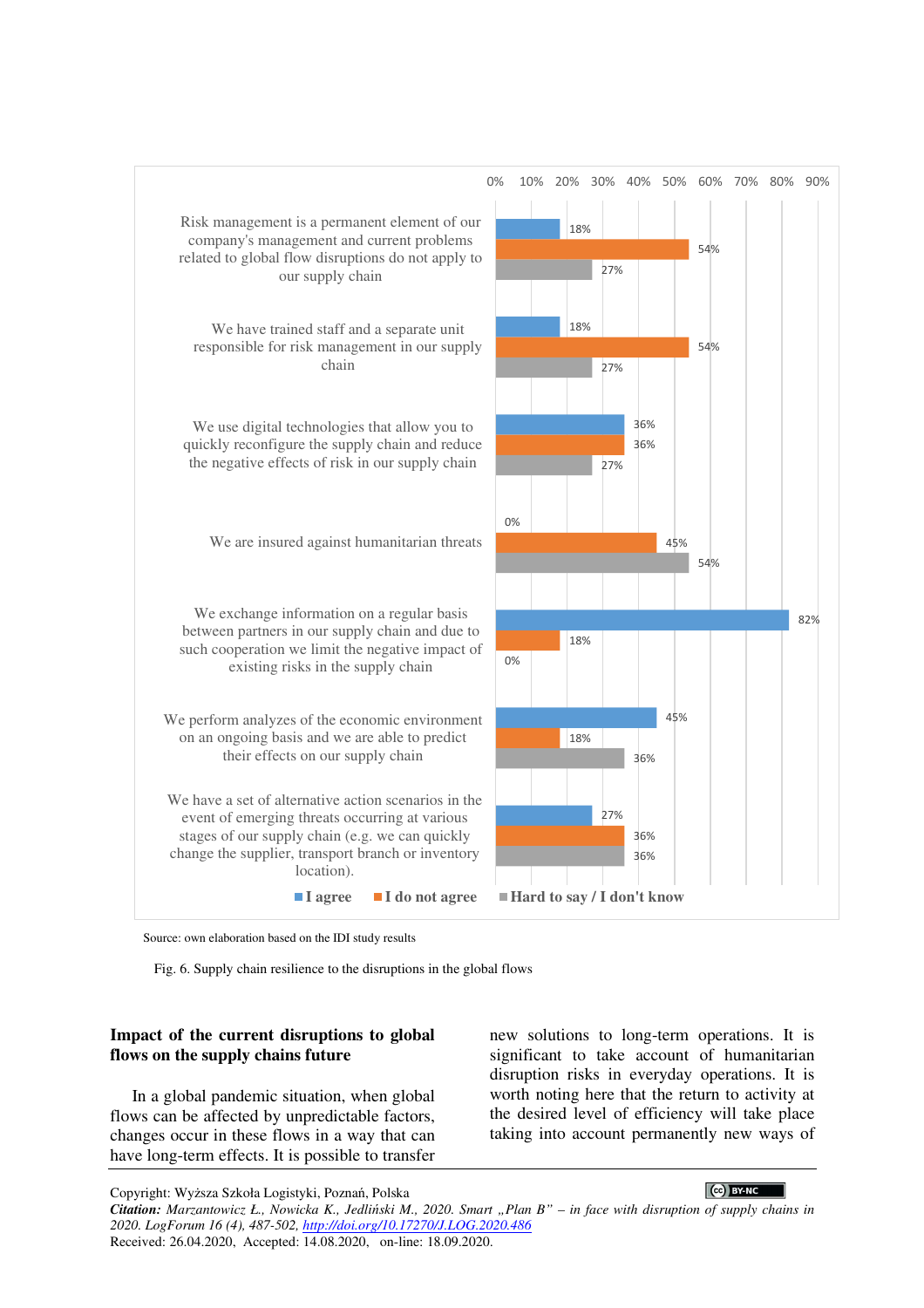| | I agree | I do not agree | Hard to say / I don't know |
|---|---|---|---|
| Risk management is a permanent element of our company's management and current problems related to global flow disruptions do not apply to our supply chain | 18% | 54% | 27% |
| We have trained staff and a separate unit responsible for risk management in our supply chain | 18% | 54% | 27% |
| We use digital technologies that allow you to quickly reconfigure the supply chain and reduce the negative effects of risk in our supply chain | 36% | 36% | 27% |
| We are insured against humanitarian threats | 0% | 45% | 54% |
| We exchange information on a regular basis between partners in our supply chain and due to such cooperation we limit the negative impact of existing risks in the supply chain | 82% | 18% | 0% |
| We perform analyzes of the economic environment on an ongoing basis and we are able to predict their effects on our supply chain | 45% | 18% | 36% |
| We have a set of alternative action scenarios in the event of emerging threats occurring at various stages of our supply chain (e.g. we can quickly change the supplier, transport branch or inventory location). | 27% | 36% | 36% |

Source: own elaboration based on the IDI study results

Fig. 6. Supply chain resilience to the disruptions in the global flows

## Impact of the current disruptions to global flows on the supply chains future

In a global pandemic situation, when global flows can be affected by unpredictable factors, changes occur in these flows in a way that can have long-term effects. It is possible to transfer new solutions to long-term operations. It is significant to take account of humanitarian disruption risks in everyday operations. It is worth noting here that the return to activity at the desired level of efficiency will take place taking into account permanently new ways of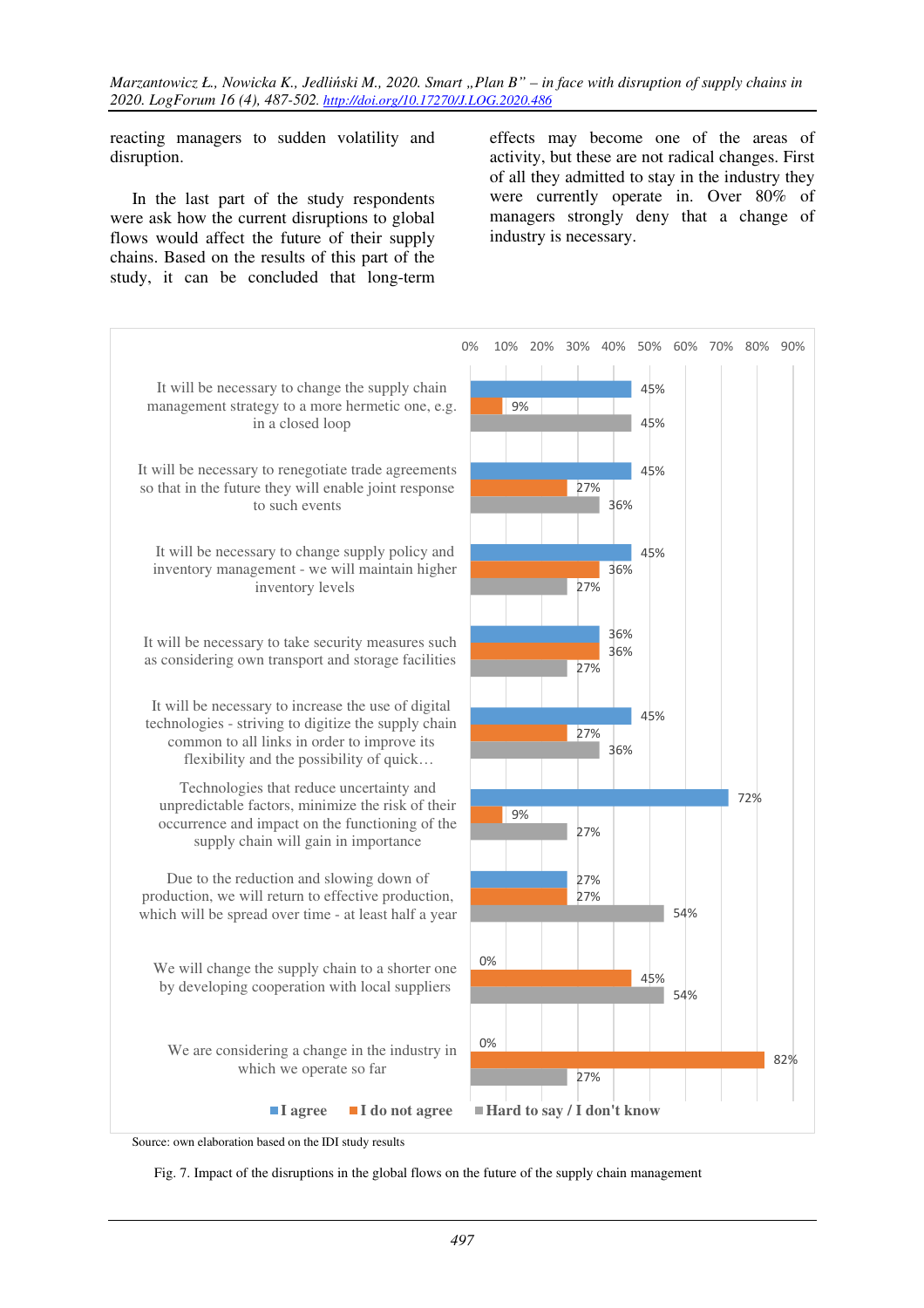reacting managers to sudden volatility and disruption.

In the last part of the study respondents were ask how the current disruptions to global flows would affect the future of their supply chains. Based on the results of this part of the study, it can be concluded that long-term effects may become one of the areas of activity, but these are not radical changes. First of all they admitted to stay in the industry they were currently operate in. Over 80% of managers strongly deny that a change of industry is necessary.

| Statement | I agree | I do not agree | Hard to say / I don't know |
|---|---|---|---|
| It will be necessary to change the supply chain management strategy to a more hermetic one, e.g. in a closed loop | 45% | 9% | 45% |
| It will be necessary to renegotiate trade agreements so that in the future they will enable joint response to such events | 45% | 27% | 36% |
| It will be necessary to change supply policy and inventory management - we will maintain higher inventory levels | 45% | 36% | 27% |
| It will be necessary to take security measures such as considering own transport and storage facilities | 36% | 36% | 27% |
| It will be necessary to increase the use of digital technologies - striving to digitize the supply chain common to all links in order to improve its flexibility and the possibility of quick… | 45% | 27% | 36% |
| Technologies that reduce uncertainty and unpredictable factors, minimize the risk of their occurrence and impact on the functioning of the supply chain will gain in importance | 72% | 9% | 27% |
| Due to the reduction and slowing down of production, we will return to effective production, which will be spread over time - at least half a year | 27% | 27% | 54% |
| We will change the supply chain to a shorter one by developing cooperation with local suppliers | 0% | 45% | 54% |
| We are considering a change in the industry in which we operate so far | 0% | 82% | 27% |

Source: own elaboration based on the IDI study results

Fig. 7. Impact of the disruptions in the global flows on the future of the supply chain management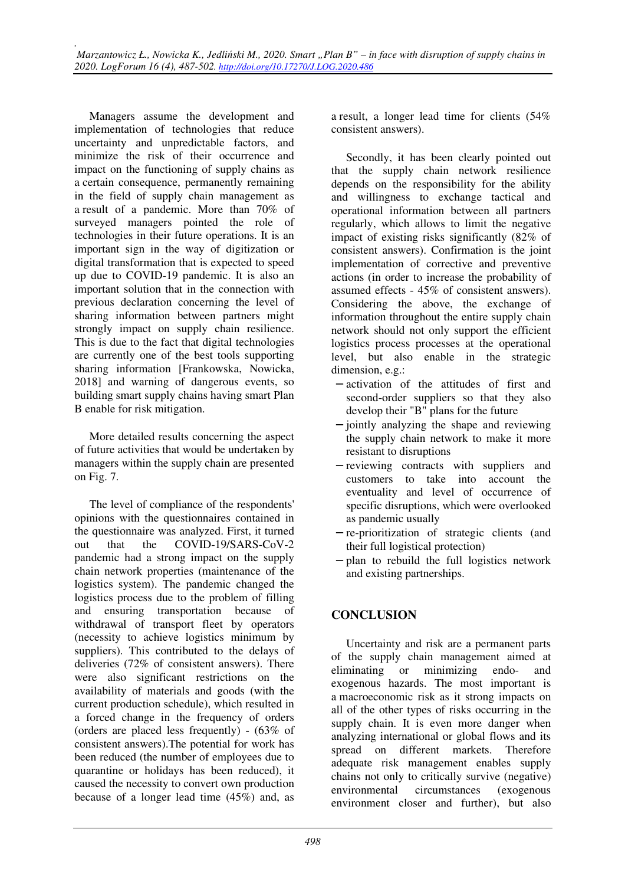Managers assume the development and implementation of technologies that reduce uncertainty and unpredictable factors, and minimize the risk of their occurrence and impact on the functioning of supply chains as a certain consequence, permanently remaining in the field of supply chain management as a result of a pandemic. More than 70% of surveyed managers pointed the role of technologies in their future operations. It is an important sign in the way of digitization or digital transformation that is expected to speed up due to COVID-19 pandemic. It is also an important solution that in the connection with previous declaration concerning the level of sharing information between partners might strongly impact on supply chain resilience. This is due to the fact that digital technologies are currently one of the best tools supporting sharing information [Frankowska, Nowicka, 2018] and warning of dangerous events, so building smart supply chains having smart Plan B enable for risk mitigation.

More detailed results concerning the aspect of future activities that would be undertaken by managers within the supply chain are presented on Fig. 7.

The level of compliance of the respondents' opinions with the questionnaires contained in the questionnaire was analyzed. First, it turned out that the COVID-19/SARS-CoV-2 pandemic had a strong impact on the supply chain network properties (maintenance of the logistics system). The pandemic changed the logistics process due to the problem of filling and ensuring transportation because of withdrawal of transport fleet by operators (necessity to achieve logistics minimum by suppliers). This contributed to the delays of deliveries (72% of consistent answers). There were also significant restrictions on the availability of materials and goods (with the current production schedule), which resulted in a forced change in the frequency of orders (orders are placed less frequently) - (63% of consistent answers).The potential for work has been reduced (the number of employees due to quarantine or holidays has been reduced), it caused the necessity to convert own production because of a longer lead time (45%) and, as a result, a longer lead time for clients (54% consistent answers).

Secondly, it has been clearly pointed out that the supply chain network resilience depends on the responsibility for the ability and willingness to exchange tactical and operational information between all partners regularly, which allows to limit the negative impact of existing risks significantly (82% of consistent answers). Confirmation is the joint implementation of corrective and preventive actions (in order to increase the probability of assumed effects - 45% of consistent answers). Considering the above, the exchange of information throughout the entire supply chain network should not only support the efficient logistics process processes at the operational level, but also enable in the strategic dimension, e.g.:

- activation of the attitudes of first and second-order suppliers so that they also develop their "B" plans for the future
- jointly analyzing the shape and reviewing the supply chain network to make it more resistant to disruptions
- reviewing contracts with suppliers and customers to take into account the eventuality and level of occurrence of specific disruptions, which were overlooked as pandemic usually
- re-prioritization of strategic clients (and their full logistical protection)
- plan to rebuild the full logistics network and existing partnerships.

## CONCLUSION

Uncertainty and risk are a permanent parts of the supply chain management aimed at eliminating or minimizing endo- and exogenous hazards. The most important is a macroeconomic risk as it strong impacts on all of the other types of risks occurring in the supply chain. It is even more danger when analyzing international or global flows and its spread on different markets. Therefore adequate risk management enables supply chains not only to critically survive (negative) environmental circumstances (exogenous environment closer and further), but also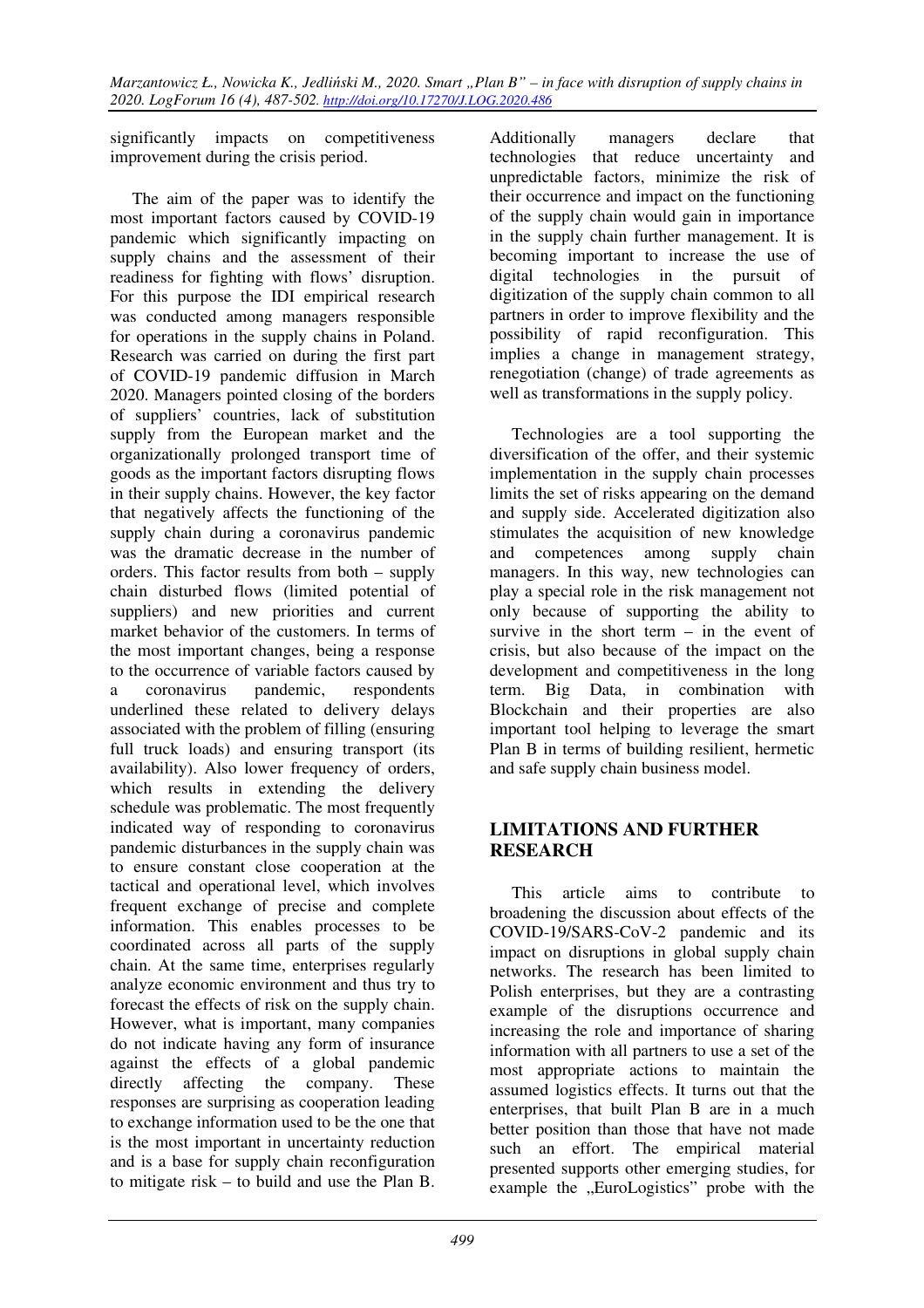significantly impacts on competitiveness improvement during the crisis period.

The aim of the paper was to identify the most important factors caused by COVID-19 pandemic which significantly impacting on supply chains and the assessment of their readiness for fighting with flows' disruption. For this purpose the IDI empirical research was conducted among managers responsible for operations in the supply chains in Poland. Research was carried on during the first part of COVID-19 pandemic diffusion in March 2020. Managers pointed closing of the borders of suppliers' countries, lack of substitution supply from the European market and the organizationally prolonged transport time of goods as the important factors disrupting flows in their supply chains. However, the key factor that negatively affects the functioning of the supply chain during a coronavirus pandemic was the dramatic decrease in the number of orders. This factor results from both – supply chain disturbed flows (limited potential of suppliers) and new priorities and current market behavior of the customers. In terms of the most important changes, being a response to the occurrence of variable factors caused by a coronavirus pandemic, respondents underlined these related to delivery delays associated with the problem of filling (ensuring full truck loads) and ensuring transport (its availability). Also lower frequency of orders, which results in extending the delivery schedule was problematic. The most frequently indicated way of responding to coronavirus pandemic disturbances in the supply chain was to ensure constant close cooperation at the tactical and operational level, which involves frequent exchange of precise and complete information. This enables processes to be coordinated across all parts of the supply chain. At the same time, enterprises regularly analyze economic environment and thus try to forecast the effects of risk on the supply chain. However, what is important, many companies do not indicate having any form of insurance against the effects of a global pandemic directly affecting the company. These responses are surprising as cooperation leading to exchange information used to be the one that is the most important in uncertainty reduction and is a base for supply chain reconfiguration to mitigate risk – to build and use the Plan B. Additionally managers declare that technologies that reduce uncertainty and unpredictable factors, minimize the risk of their occurrence and impact on the functioning of the supply chain would gain in importance in the supply chain further management. It is becoming important to increase the use of digital technologies in the pursuit of digitization of the supply chain common to all partners in order to improve flexibility and the possibility of rapid reconfiguration. This implies a change in management strategy, renegotiation (change) of trade agreements as well as transformations in the supply policy.

Technologies are a tool supporting the diversification of the offer, and their systemic implementation in the supply chain processes limits the set of risks appearing on the demand and supply side. Accelerated digitization also stimulates the acquisition of new knowledge and competences among supply chain managers. In this way, new technologies can play a special role in the risk management not only because of supporting the ability to survive in the short term – in the event of crisis, but also because of the impact on the development and competitiveness in the long term. Big Data, in combination with Blockchain and their properties are also important tool helping to leverage the smart Plan B in terms of building resilient, hermetic and safe supply chain business model.

## LIMITATIONS AND FURTHER RESEARCH

This article aims to contribute to broadening the discussion about effects of the COVID-19/SARS-CoV-2 pandemic and its impact on disruptions in global supply chain networks. The research has been limited to Polish enterprises, but they are a contrasting example of the disruptions occurrence and increasing the role and importance of sharing information with all partners to use a set of the most appropriate actions to maintain the assumed logistics effects. It turns out that the enterprises, that built Plan B are in a much better position than those that have not made such an effort. The empirical material presented supports other emerging studies, for example the „EuroLogistics" probe with the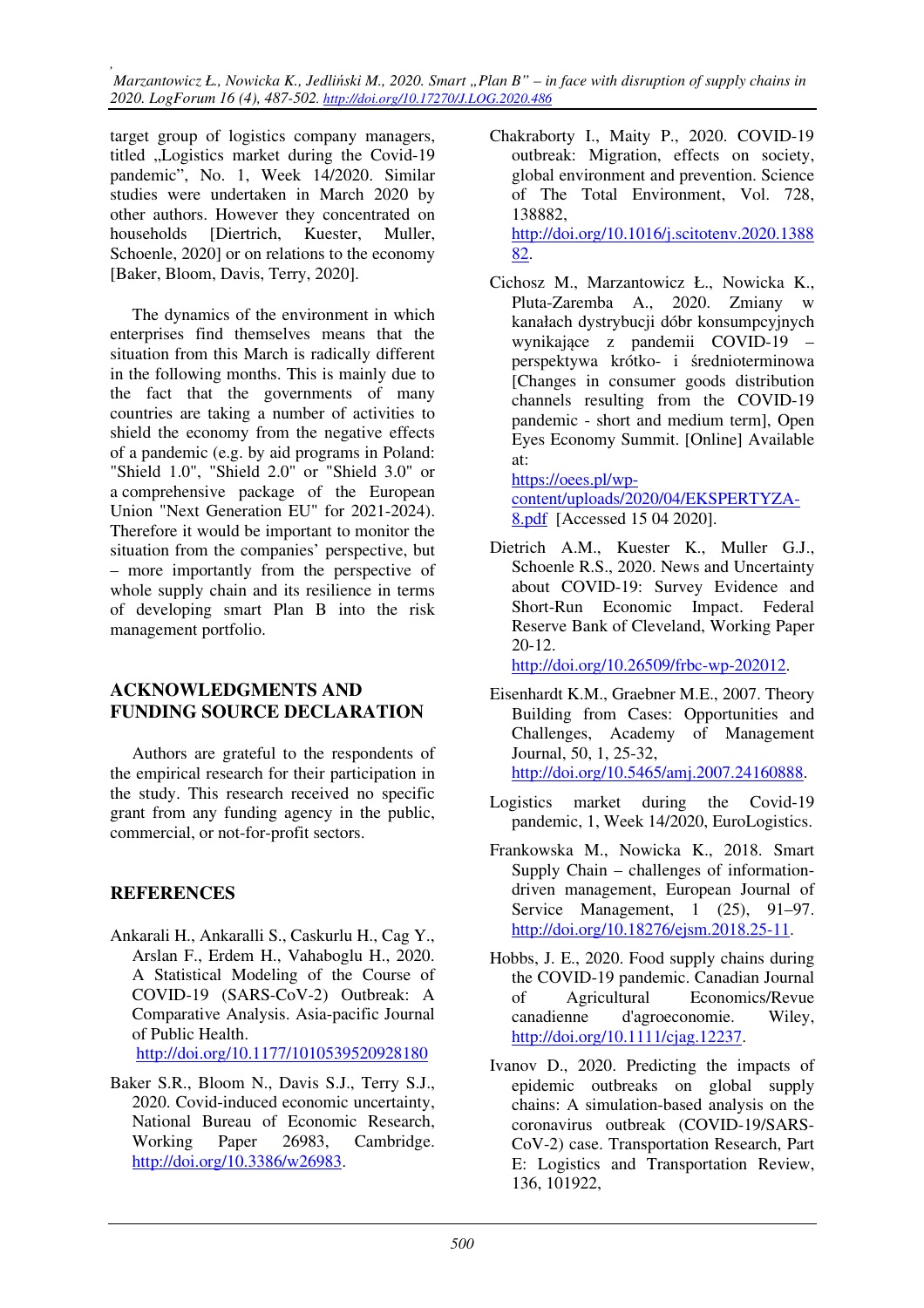target group of logistics company managers, titled „Logistics market during the Covid-19 pandemic", No. 1, Week 14/2020. Similar studies were undertaken in March 2020 by other authors. However they concentrated on households [Diertrich, Kuester, Muller, Schoenle, 2020] or on relations to the economy [Baker, Bloom, Davis, Terry, 2020].

The dynamics of the environment in which enterprises find themselves means that the situation from this March is radically different in the following months. This is mainly due to the fact that the governments of many countries are taking a number of activities to shield the economy from the negative effects of a pandemic (e.g. by aid programs in Poland: "Shield 1.0", "Shield 2.0" or "Shield 3.0" or a comprehensive package of the European Union "Next Generation EU" for 2021-2024). Therefore it would be important to monitor the situation from the companies' perspective, but – more importantly from the perspective of whole supply chain and its resilience in terms of developing smart Plan B into the risk management portfolio.

## ACKNOWLEDGMENTS AND FUNDING SOURCE DECLARATION

Authors are grateful to the respondents of the empirical research for their participation in the study. This research received no specific grant from any funding agency in the public, commercial, or not-for-profit sectors.

## REFERENCES

Ankarali H., Ankaralli S., Caskurlu H., Cag Y., Arslan F., Erdem H., Vahaboglu H., 2020. A Statistical Modeling of the Course of COVID-19 (SARS-CoV-2) Outbreak: A Comparative Analysis. Asia-pacific Journal of Public Health. http://doi.org/10.1177/1010539520928180

Baker S.R., Bloom N., Davis S.J., Terry S.J., 2020. Covid-induced economic uncertainty, National Bureau of Economic Research, Working Paper 26983, Cambridge. http://doi.org/10.3386/w26983.

Chakraborty I., Maity P., 2020. COVID-19 outbreak: Migration, effects on society, global environment and prevention. Science of The Total Environment, Vol. 728, 138882, http://doi.org/10.1016/j.scitotenv.2020.138882.

Cichosz M., Marzantowicz Ł., Nowicka K., Pluta-Zaremba A., 2020. Zmiany w kanałach dystrybucji dóbr konsumpcyjnych wynikające z pandemii COVID-19 – perspektywa krótko- i średnioterminowa [Changes in consumer goods distribution channels resulting from the COVID-19 pandemic - short and medium term], Open Eyes Economy Summit. [Online] Available at: https://oees.pl/wp-content/uploads/2020/04/EKSPERTYZA-8.pdf [Accessed 15 04 2020].

Dietrich A.M., Kuester K., Muller G.J., Schoenle R.S., 2020. News and Uncertainty about COVID-19: Survey Evidence and Short-Run Economic Impact. Federal Reserve Bank of Cleveland, Working Paper 20-12. http://doi.org/10.26509/frbc-wp-202012.

Eisenhardt K.M., Graebner M.E., 2007. Theory Building from Cases: Opportunities and Challenges, Academy of Management Journal, 50, 1, 25-32, http://doi.org/10.5465/amj.2007.24160888.

Logistics market during the Covid-19 pandemic, 1, Week 14/2020, EuroLogistics.

Frankowska M., Nowicka K., 2018. Smart Supply Chain – challenges of information-driven management, European Journal of Service Management, 1 (25), 91–97. http://doi.org/10.18276/ejsm.2018.25-11.

Hobbs, J. E., 2020. Food supply chains during the COVID-19 pandemic. Canadian Journal of Agricultural Economics/Revue canadienne d'agroeconomie. Wiley, http://doi.org/10.1111/cjag.12237.

Ivanov D., 2020. Predicting the impacts of epidemic outbreaks on global supply chains: A simulation-based analysis on the coronavirus outbreak (COVID-19/SARS-CoV-2) case. Transportation Research, Part E: Logistics and Transportation Review, 136, 101922,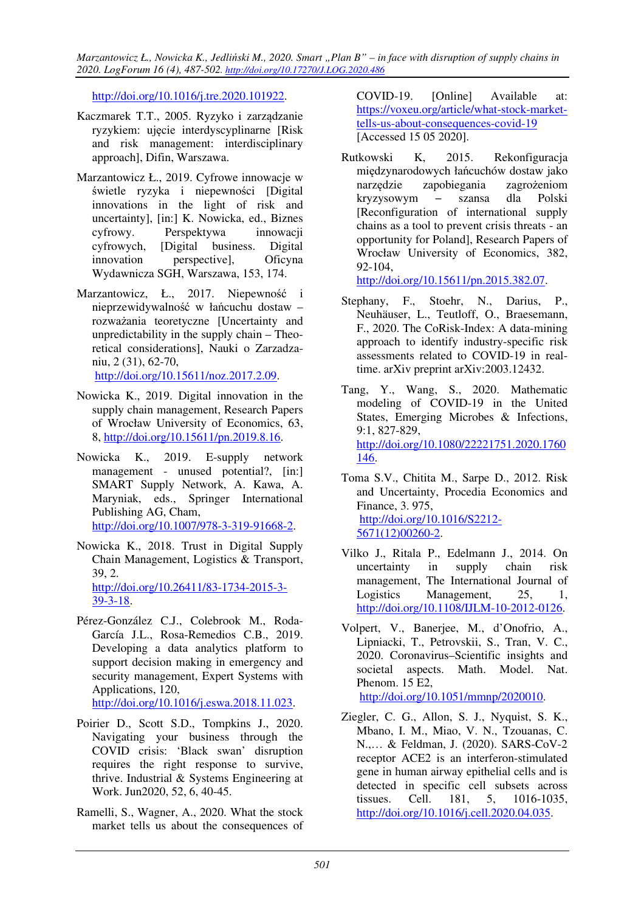http://doi.org/10.1016/j.tre.2020.101922.

Kaczmarek T.T., 2005. Ryzyko i zarządzanie ryzykiem: ujęcie interdyscyplinarne [Risk and risk management: interdisciplinary approach], Difin, Warszawa.

Marzantowicz Ł., 2019. Cyfrowe innowacje w świetle ryzyka i niepewności [Digital innovations in the light of risk and uncertainty], [in:] K. Nowicka, ed., Biznes cyfrowy. Perspektywa innowacji cyfrowych, [Digital business. Digital innovation perspective], Oficyna Wydawnicza SGH, Warszawa, 153, 174.

Marzantowicz, Ł., 2017. Niepewność i nieprzewidywalność w łańcuchu dostaw – rozważania teoretyczne [Uncertainty and unpredictability in the supply chain – Theoretical considerations], Nauki o Zarządzaniu, 2 (31), 62-70, http://doi.org/10.15611/noz.2017.2.09.

Nowicka K., 2019. Digital innovation in the supply chain management, Research Papers of Wrocław University of Economics, 63, 8, http://doi.org/10.15611/pn.2019.8.16.

Nowicka K., 2019. E-supply network management - unused potential?, [in:] SMART Supply Network, A. Kawa, A. Maryniak, eds., Springer International Publishing AG, Cham, http://doi.org/10.1007/978-3-319-91668-2.

Nowicka K., 2018. Trust in Digital Supply Chain Management, Logistics & Transport, 39, 2. http://doi.org/10.26411/83-1734-2015-3-39-3-18.

Pérez-González C.J., Colebrook M., Roda-García J.L., Rosa-Remedios C.B., 2019. Developing a data analytics platform to support decision making in emergency and security management, Expert Systems with Applications, 120, http://doi.org/10.1016/j.eswa.2018.11.023.

Poirier D., Scott S.D., Tompkins J., 2020. Navigating your business through the COVID crisis: 'Black swan' disruption requires the right response to survive, thrive. Industrial & Systems Engineering at Work. Jun2020, 52, 6, 40-45.

Ramelli, S., Wagner, A., 2020. What the stock market tells us about the consequences of COVID-19. [Online] Available at: https://voxeu.org/article/what-stock-market-tells-us-about-consequences-covid-19 [Accessed 15 05 2020].

Rutkowski K, 2015. Rekonfiguracja międzynarodowych łańcuchów dostaw jako narzędzie zapobiegania zagrożeniom kryzysowym – szansa dla Polski [Reconfiguration of international supply chains as a tool to prevent crisis threats - an opportunity for Poland], Research Papers of Wrocław University of Economics, 382, 92-104, http://doi.org/10.15611/pn.2015.382.07.

Stephany, F., Stoehr, N., Darius, P., Neuhäuser, L., Teutloff, O., Braesemann, F., 2020. The CoRisk-Index: A data-mining approach to identify industry-specific risk assessments related to COVID-19 in real-time. arXiv preprint arXiv:2003.12432.

Tang, Y., Wang, S., 2020. Mathematic modeling of COVID-19 in the United States, Emerging Microbes & Infections, 9:1, 827-829, http://doi.org/10.1080/22221751.2020.1760146.

Toma S.V., Chitita M., Sarpe D., 2012. Risk and Uncertainty, Procedia Economics and Finance, 3. 975, http://doi.org/10.1016/S2212-5671(12)00260-2.

Vilko J., Ritala P., Edelmann J., 2014. On uncertainty in supply chain risk management, The International Journal of Logistics Management, 25, 1, http://doi.org/10.1108/IJLM-10-2012-0126.

Volpert, V., Banerjee, M., d'Onofrio, A., Lipniacki, T., Petrovskii, S., Tran, V. C., 2020. Coronavirus–Scientific insights and societal aspects. Math. Model. Nat. Phenom. 15 E2, http://doi.org/10.1051/mmnp/2020010.

Ziegler, C. G., Allon, S. J., Nyquist, S. K., Mbano, I. M., Miao, V. N., Tzouanas, C. N.,… & Feldman, J. (2020). SARS-CoV-2 receptor ACE2 is an interferon-stimulated gene in human airway epithelial cells and is detected in specific cell subsets across tissues. Cell. 181, 5, 1016-1035, http://doi.org/10.1016/j.cell.2020.04.035.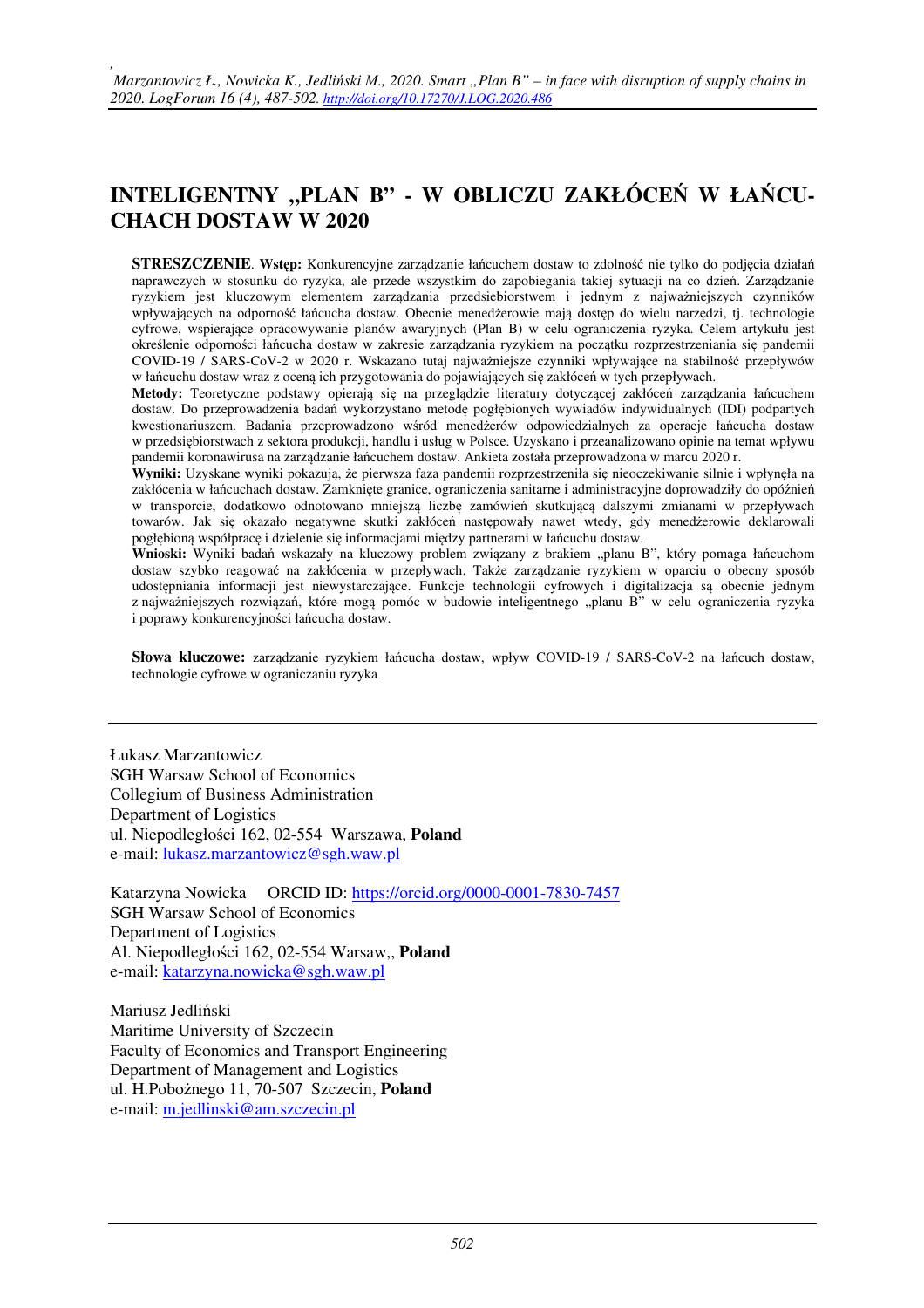*Marzantowicz Ł., Nowicka K., Jedliński M., 2020. Smart „Plan B" – in face with disruption of supply chains in 2020. LogForum 16 (4), 487-502. http://doi.org/10.17270/J.LOG.2020.486*

# INTELIGENTNY „PLAN B" - W OBLICZU ZAKŁÓCEŃ W ŁAŃCUCHACH DOSTAW W 2020

**STRESZCZENIE**. **Wstęp:** Konkurencyjne zarządzanie łańcuchem dostaw to zdolność nie tylko do podjęcia działań naprawczych w stosunku do ryzyka, ale przede wszystkim do zapobiegania takiej sytuacji na co dzień. Zarządzanie ryzykiem jest kluczowym elementem zarządzania przedsiebiorstwem i jednym z najważniejszych czynników wpływających na odporność łańcucha dostaw. Obecnie menedżerowie mają dostęp do wielu narzędzi, tj. technologie cyfrowe, wspierające opracowywanie planów awaryjnych (Plan B) w celu ograniczenia ryzyka. Celem artykułu jest określenie odporności łańcucha dostaw w zakresie zarządzania ryzykiem na początku rozprzestrzeniania się pandemii COVID-19 / SARS-CoV-2 w 2020 r. Wskazano tutaj najważniejsze czynniki wpływające na stabilność przepływów w łańcuchu dostaw wraz z oceną ich przygotowania do pojawiających się zakłóceń w tych przepływach.

**Metody:** Teoretyczne podstawy opierają się na przeglądzie literatury dotyczącej zakłóceń zarządzania łańcuchem dostaw. Do przeprowadzenia badań wykorzystano metodę pogłębionych wywiadów indywidualnych (IDI) podpartych kwestionariuszem. Badania przeprowadzono wśród menedżerów odpowiedzialnych za operacje łańcucha dostaw w przedsiębiorstwach z sektora produkcji, handlu i usług w Polsce. Uzyskano i przeanalizowano opinie na temat wpływu pandemii koronawirusa na zarządzanie łańcuchem dostaw. Ankieta została przeprowadzona w marcu 2020 r.

**Wyniki:** Uzyskane wyniki pokazują, że pierwsza faza pandemii rozprzestrzeniła się nieoczekiwanie silnie i wpłynęła na zakłócenia w łańcuchach dostaw. Zamknięte granice, ograniczenia sanitarne i administracyjne doprowadziły do opóźnień w transporcie, dodatkowo odnotowano mniejszą liczbę zamówień skutkującą dalszymi zmianami w przepływach towarów. Jak się okazało negatywne skutki zakłóceń następowały nawet wtedy, gdy menedżerowie deklarowali pogłębioną współpracę i dzielenie się informacjami między partnerami w łańcuchu dostaw.

**Wnioski:** Wyniki badań wskazały na kluczowy problem związany z brakiem „planu B", który pomaga łańcuchom dostaw szybko reagować na zakłócenia w przepływach. Także zarządzanie ryzykiem w oparciu o obecny sposób udostępniania informacji jest niewystarczające. Funkcje technologii cyfrowych i digitalizacja są obecnie jednym z najważniejszych rozwiązań, które mogą pomóc w budowie inteligentnego „planu B" w celu ograniczenia ryzyka i poprawy konkurencyjności łańcucha dostaw.

**Słowa kluczowe:** zarządzanie ryzykiem łańcucha dostaw, wpływ COVID-19 / SARS-CoV-2 na łańcuch dostaw, technologie cyfrowe w ograniczaniu ryzyka

---

Łukasz Marzantowicz
SGH Warsaw School of Economics
Collegium of Business Administration
Department of Logistics
ul. Niepodległości 162, 02-554 Warszawa, **Poland**
e-mail: lukasz.marzantowicz@sgh.waw.pl

Katarzyna Nowicka ORCID ID: https://orcid.org/0000-0001-7830-7457
SGH Warsaw School of Economics
Department of Logistics
Al. Niepodległości 162, 02-554 Warsaw,, **Poland**
e-mail: katarzyna.nowicka@sgh.waw.pl

Mariusz Jedliński
Maritime University of Szczecin
Faculty of Economics and Transport Engineering
Department of Management and Logistics
ul. H.Pobożnego 11, 70-507 Szczecin, **Poland**
e-mail: m.jedlinski@am.szczecin.pl